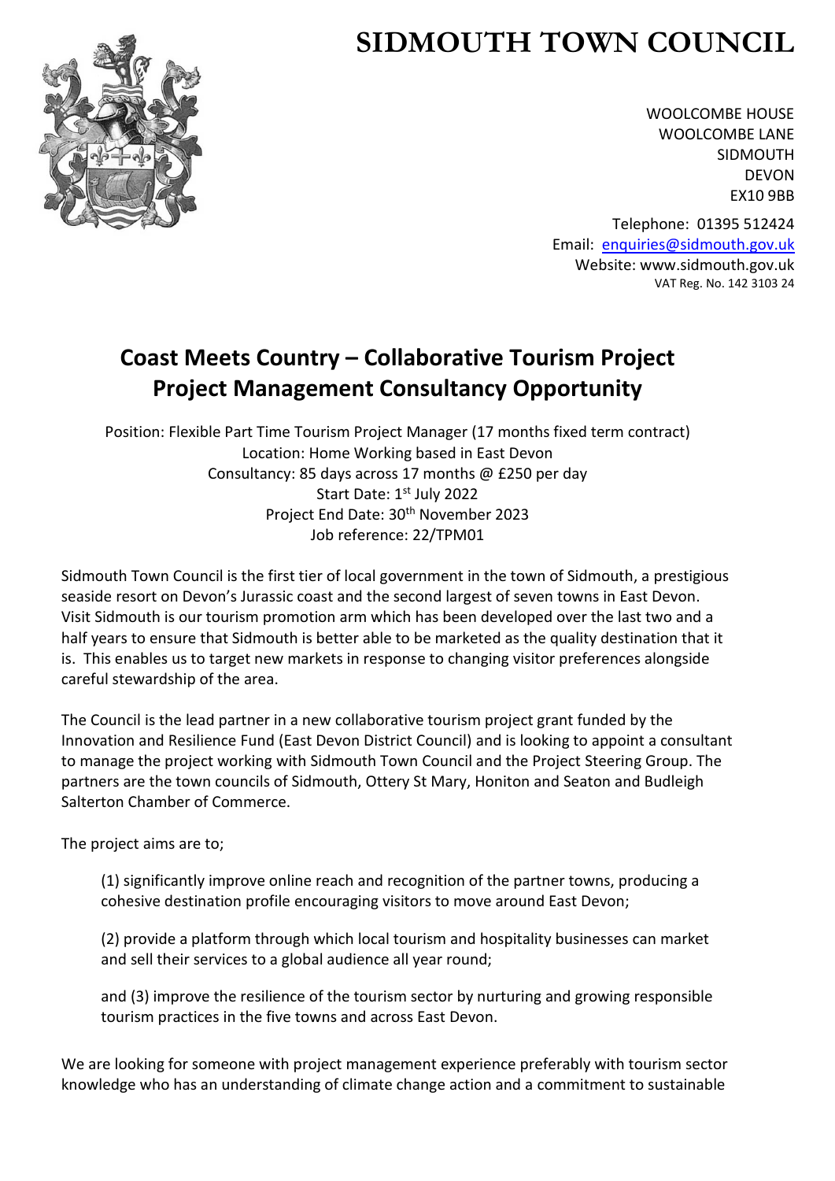# SIDMOUTH TOWN COUNCIL

WOOLCOMBE HOUSE
WOOLCOMBE LANE
SIDMOUTH
DEVON
EX10 9BB

Telephone: 01395 512424
Email: enquiries@sidmouth.gov.uk
Website: www.sidmouth.gov.uk
VAT Reg. No. 142 3103 24

## Coast Meets Country – Collaborative Tourism Project
## Project Management Consultancy Opportunity

Position: Flexible Part Time Tourism Project Manager (17 months fixed term contract)
Location: Home Working based in East Devon
Consultancy: 85 days across 17 months @ £250 per day
Start Date: 1st July 2022
Project End Date: 30th November 2023
Job reference: 22/TPM01

Sidmouth Town Council is the first tier of local government in the town of Sidmouth, a prestigious seaside resort on Devon's Jurassic coast and the second largest of seven towns in East Devon. Visit Sidmouth is our tourism promotion arm which has been developed over the last two and a half years to ensure that Sidmouth is better able to be marketed as the quality destination that it is. This enables us to target new markets in response to changing visitor preferences alongside careful stewardship of the area.

The Council is the lead partner in a new collaborative tourism project grant funded by the Innovation and Resilience Fund (East Devon District Council) and is looking to appoint a consultant to manage the project working with Sidmouth Town Council and the Project Steering Group. The partners are the town councils of Sidmouth, Ottery St Mary, Honiton and Seaton and Budleigh Salterton Chamber of Commerce.

The project aims are to;

(1) significantly improve online reach and recognition of the partner towns, producing a cohesive destination profile encouraging visitors to move around East Devon;

(2) provide a platform through which local tourism and hospitality businesses can market and sell their services to a global audience all year round;

and (3) improve the resilience of the tourism sector by nurturing and growing responsible tourism practices in the five towns and across East Devon.

We are looking for someone with project management experience preferably with tourism sector knowledge who has an understanding of climate change action and a commitment to sustainable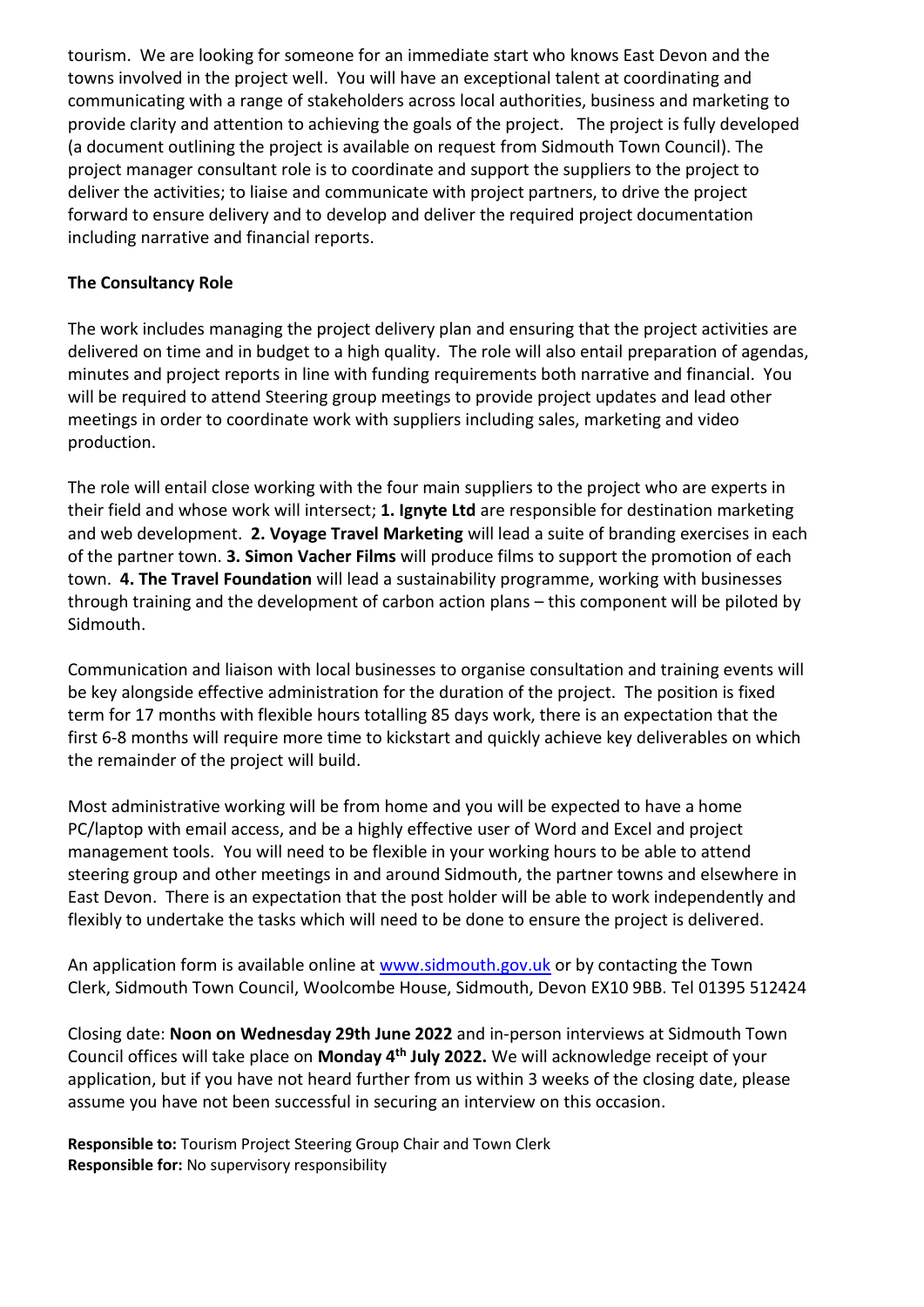tourism. We are looking for someone for an immediate start who knows East Devon and the towns involved in the project well. You will have an exceptional talent at coordinating and communicating with a range of stakeholders across local authorities, business and marketing to provide clarity and attention to achieving the goals of the project. The project is fully developed (a document outlining the project is available on request from Sidmouth Town Council). The project manager consultant role is to coordinate and support the suppliers to the project to deliver the activities; to liaise and communicate with project partners, to drive the project forward to ensure delivery and to develop and deliver the required project documentation including narrative and financial reports.

**The Consultancy Role**

The work includes managing the project delivery plan and ensuring that the project activities are delivered on time and in budget to a high quality. The role will also entail preparation of agendas, minutes and project reports in line with funding requirements both narrative and financial. You will be required to attend Steering group meetings to provide project updates and lead other meetings in order to coordinate work with suppliers including sales, marketing and video production.

The role will entail close working with the four main suppliers to the project who are experts in their field and whose work will intersect; **1. Ignyte Ltd** are responsible for destination marketing and web development. **2. Voyage Travel Marketing** will lead a suite of branding exercises in each of the partner town. **3. Simon Vacher Films** will produce films to support the promotion of each town. **4. The Travel Foundation** will lead a sustainability programme, working with businesses through training and the development of carbon action plans – this component will be piloted by Sidmouth.

Communication and liaison with local businesses to organise consultation and training events will be key alongside effective administration for the duration of the project. The position is fixed term for 17 months with flexible hours totalling 85 days work, there is an expectation that the first 6-8 months will require more time to kickstart and quickly achieve key deliverables on which the remainder of the project will build.

Most administrative working will be from home and you will be expected to have a home PC/laptop with email access, and be a highly effective user of Word and Excel and project management tools. You will need to be flexible in your working hours to be able to attend steering group and other meetings in and around Sidmouth, the partner towns and elsewhere in East Devon. There is an expectation that the post holder will be able to work independently and flexibly to undertake the tasks which will need to be done to ensure the project is delivered.

An application form is available online at [www.sidmouth.gov.uk](www.sidmouth.gov.uk) or by contacting the Town Clerk, Sidmouth Town Council, Woolcombe House, Sidmouth, Devon EX10 9BB. Tel 01395 512424

Closing date: **Noon on Wednesday 29th June 2022** and in-person interviews at Sidmouth Town Council offices will take place on **Monday 4th July 2022.** We will acknowledge receipt of your application, but if you have not heard further from us within 3 weeks of the closing date, please assume you have not been successful in securing an interview on this occasion.

**Responsible to:** Tourism Project Steering Group Chair and Town Clerk
**Responsible for:** No supervisory responsibility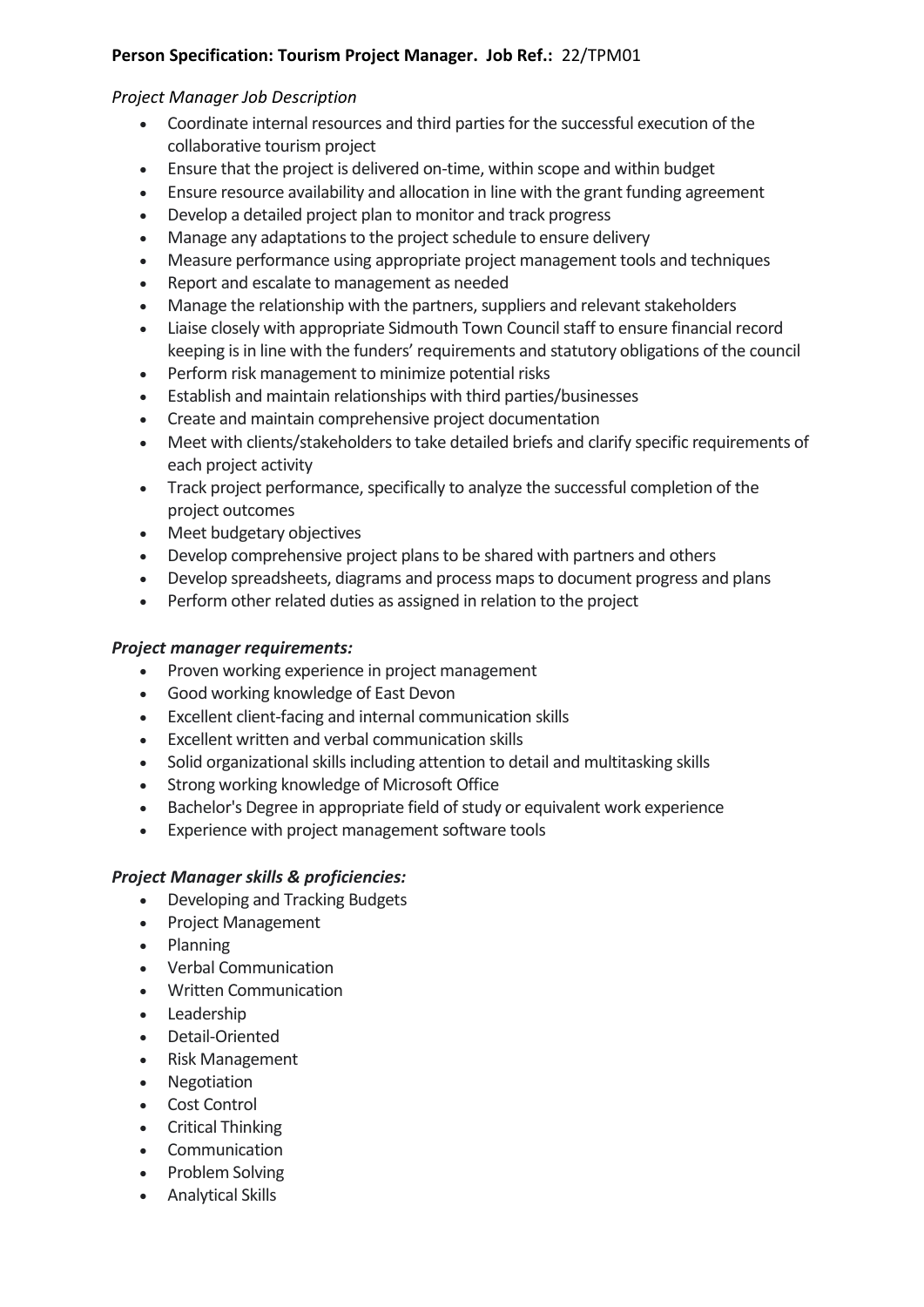**Person Specification: Tourism Project Manager. Job Ref.:** 22/TPM01

*Project Manager Job Description*

- Coordinate internal resources and third parties for the successful execution of the collaborative tourism project
- Ensure that the project is delivered on-time, within scope and within budget
- Ensure resource availability and allocation in line with the grant funding agreement
- Develop a detailed project plan to monitor and track progress
- Manage any adaptations to the project schedule to ensure delivery
- Measure performance using appropriate project management tools and techniques
- Report and escalate to management as needed
- Manage the relationship with the partners, suppliers and relevant stakeholders
- Liaise closely with appropriate Sidmouth Town Council staff to ensure financial record keeping is in line with the funders' requirements and statutory obligations of the council
- Perform risk management to minimize potential risks
- Establish and maintain relationships with third parties/businesses
- Create and maintain comprehensive project documentation
- Meet with clients/stakeholders to take detailed briefs and clarify specific requirements of each project activity
- Track project performance, specifically to analyze the successful completion of the project outcomes
- Meet budgetary objectives
- Develop comprehensive project plans to be shared with partners and others
- Develop spreadsheets, diagrams and process maps to document progress and plans
- Perform other related duties as assigned in relation to the project

***Project manager requirements:***

- Proven working experience in project management
- Good working knowledge of East Devon
- Excellent client-facing and internal communication skills
- Excellent written and verbal communication skills
- Solid organizational skills including attention to detail and multitasking skills
- Strong working knowledge of Microsoft Office
- Bachelor's Degree in appropriate field of study or equivalent work experience
- Experience with project management software tools

***Project Manager skills & proficiencies:***

- Developing and Tracking Budgets
- Project Management
- Planning
- Verbal Communication
- Written Communication
- Leadership
- Detail-Oriented
- Risk Management
- Negotiation
- Cost Control
- Critical Thinking
- Communication
- Problem Solving
- Analytical Skills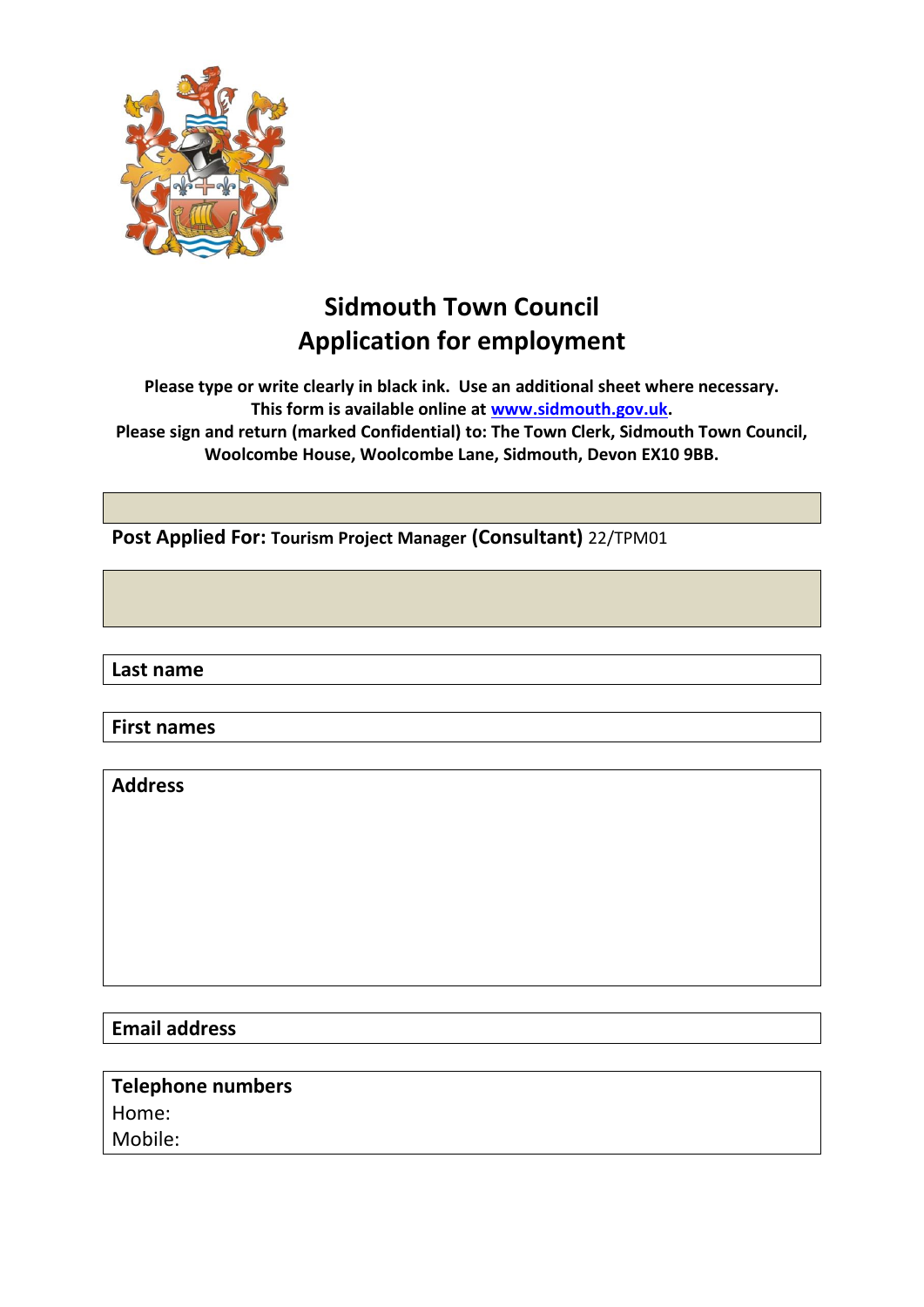# Sidmouth Town Council
## Application for employment

**Please type or write clearly in black ink. Use an additional sheet where necessary.**
**This form is available online at [www.sidmouth.gov.uk](http://www.sidmouth.gov.uk).**
**Please sign and return (marked Confidential) to: The Town Clerk, Sidmouth Town Council, Woolcombe House, Woolcombe Lane, Sidmouth, Devon EX10 9BB.**

**Post Applied For: Tourism Project Manager (Consultant)** 22/TPM01

| **Last name** |
|---|

| **First names** |
|---|

| **Address** |
|---|
| |

| **Email address** |
|---|

| **Telephone numbers** |
|---|
| Home: |
| Mobile: |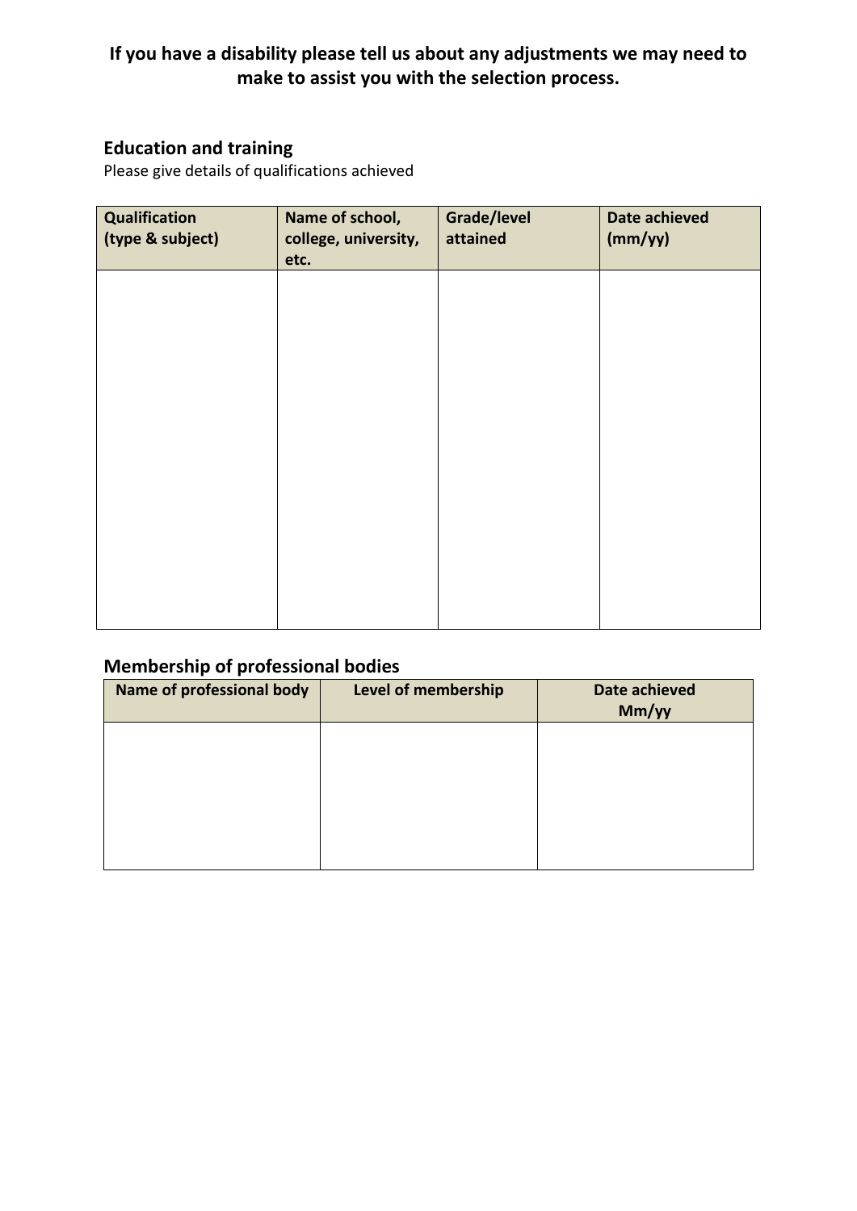**If you have a disability please tell us about any adjustments we may need to make to assist you with the selection process.**

## Education and training

Please give details of qualifications achieved

| Qualification (type & subject) | Name of school, college, university, etc. | Grade/level attained | Date achieved (mm/yy) |
|---|---|---|---|
| | | | |

## Membership of professional bodies

| Name of professional body | Level of membership | Date achieved Mm/yy |
|---|---|---|
| | | |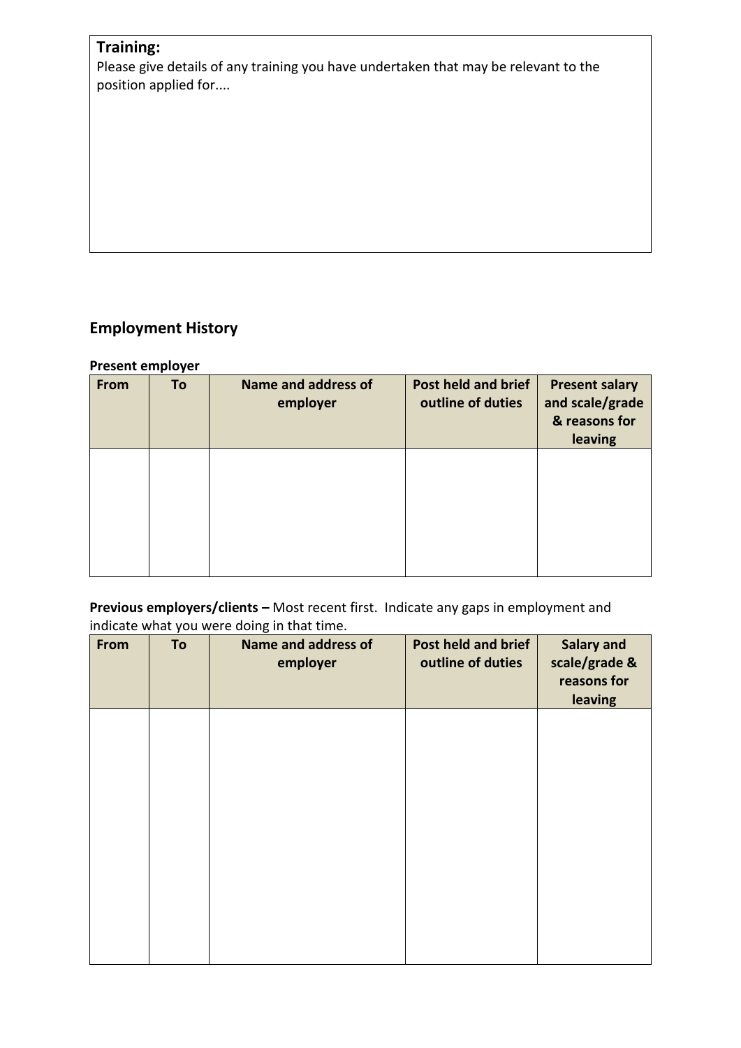**Training:**

Please give details of any training you have undertaken that may be relevant to the position applied for....

## Employment History

**Present employer**

| From | To | Name and address of employer | Post held and brief outline of duties | Present salary and scale/grade & reasons for leaving |
|---|---|---|---|---|
| | | | | |

**Previous employers/clients –** Most recent first. Indicate any gaps in employment and indicate what you were doing in that time.

| From | To | Name and address of employer | Post held and brief outline of duties | Salary and scale/grade & reasons for leaving |
|---|---|---|---|---|
| | | | | |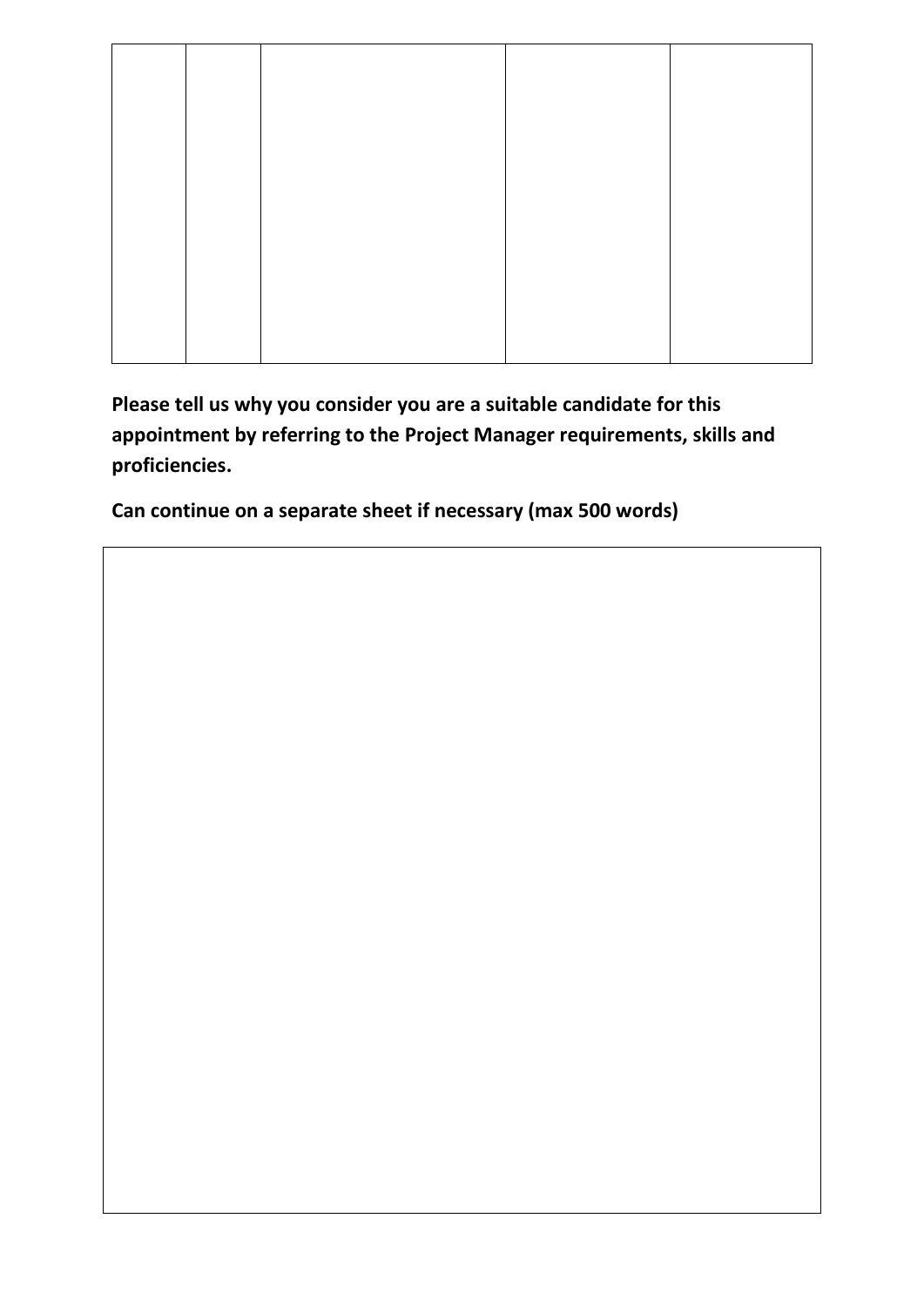| | | | | |
|---|---|---|---|---|
| | | | | |

**Please tell us why you consider you are a suitable candidate for this appointment by referring to the Project Manager requirements, skills and proficiencies.**

**Can continue on a separate sheet if necessary (max 500 words)**

| |
|---|
| |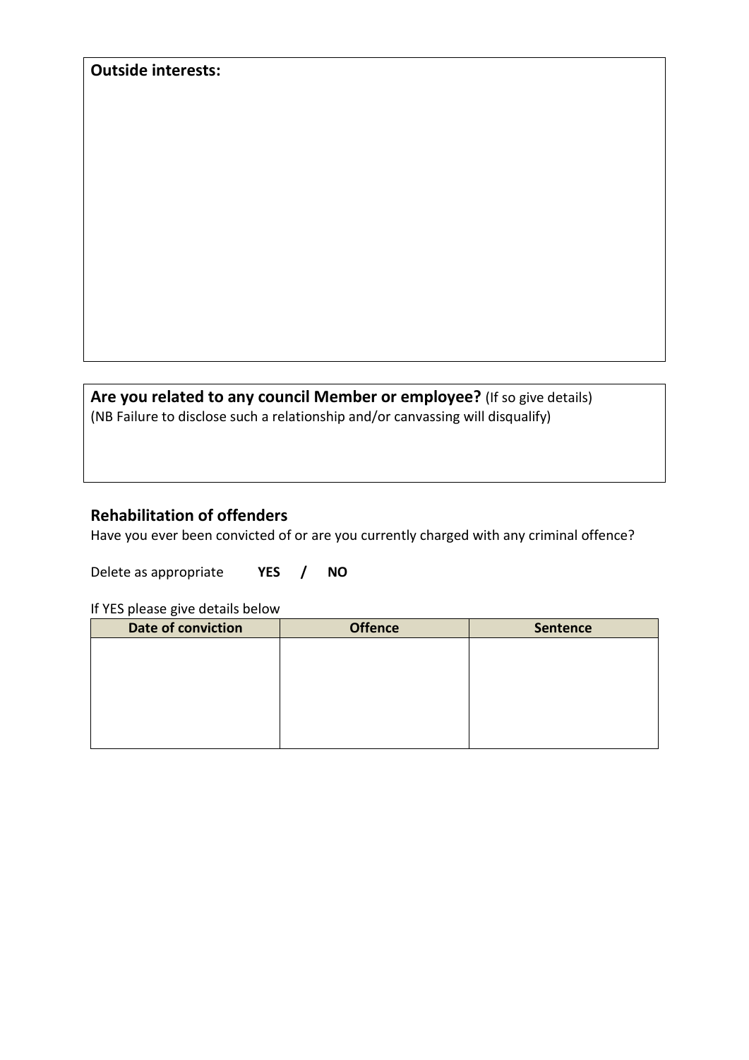**Outside interests:**

**Are you related to any council Member or employee?** (If so give details)
(NB Failure to disclose such a relationship and/or canvassing will disqualify)

## Rehabilitation of offenders

Have you ever been convicted of or are you currently charged with any criminal offence?

Delete as appropriate **YES / NO**

If YES please give details below

| Date of conviction | Offence | Sentence |
|---|---|---|
| | | |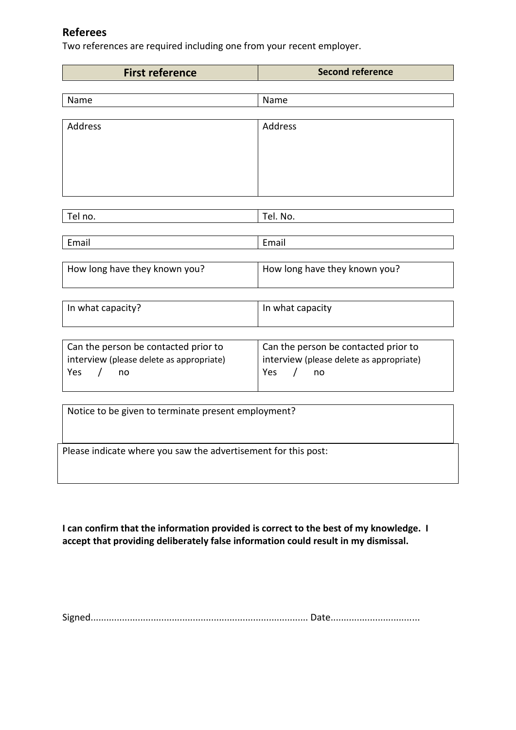## Referees

Two references are required including one from your recent employer.

| First reference | Second reference |
|---|---|
| Name | Name |
| Address | Address |
| Tel no. | Tel. No. |
| Email | Email |
| How long have they known you? | How long have they known you? |
| In what capacity? | In what capacity |
| Can the person be contacted prior to interview (please delete as appropriate)<br>Yes / no | Can the person be contacted prior to interview (please delete as appropriate)<br>Yes / no |

Notice to be given to terminate present employment?

Please indicate where you saw the advertisement for this post:

**I can confirm that the information provided is correct to the best of my knowledge. I accept that providing deliberately false information could result in my dismissal.**

Signed.................................................................................. Date.................................